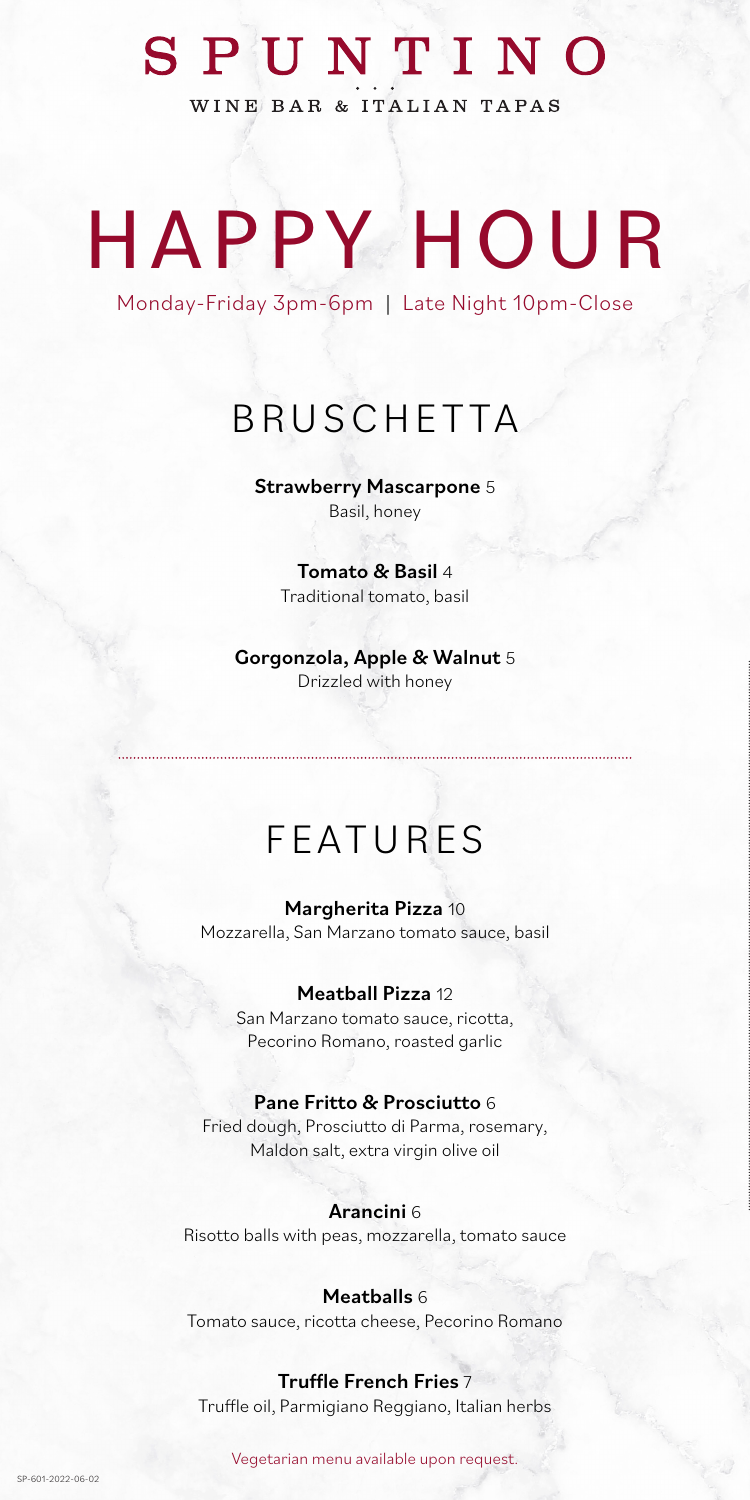# SPUNTINO

WINE BAR & ITALIAN TAPAS

# HAPPY HOUR

Monday-Friday 3pm-6pm | Late Night 10pm-Close

## BRUSCHETTA

**Strawberry Mascarpone** 5
Basil, honey

**Tomato & Basil** 4
Traditional tomato, basil

**Gorgonzola, Apple & Walnut** 5
Drizzled with honey

## FEATURES

**Margherita Pizza** 10
Mozzarella, San Marzano tomato sauce, basil

**Meatball Pizza** 12
San Marzano tomato sauce, ricotta, Pecorino Romano, roasted garlic

**Pane Fritto & Prosciutto** 6
Fried dough, Prosciutto di Parma, rosemary, Maldon salt, extra virgin olive oil

**Arancini** 6
Risotto balls with peas, mozzarella, tomato sauce

**Meatballs** 6
Tomato sauce, ricotta cheese, Pecorino Romano

**Truffle French Fries** 7
Truffle oil, Parmigiano Reggiano, Italian herbs

Vegetarian menu available upon request.

SP-601-2022-06-02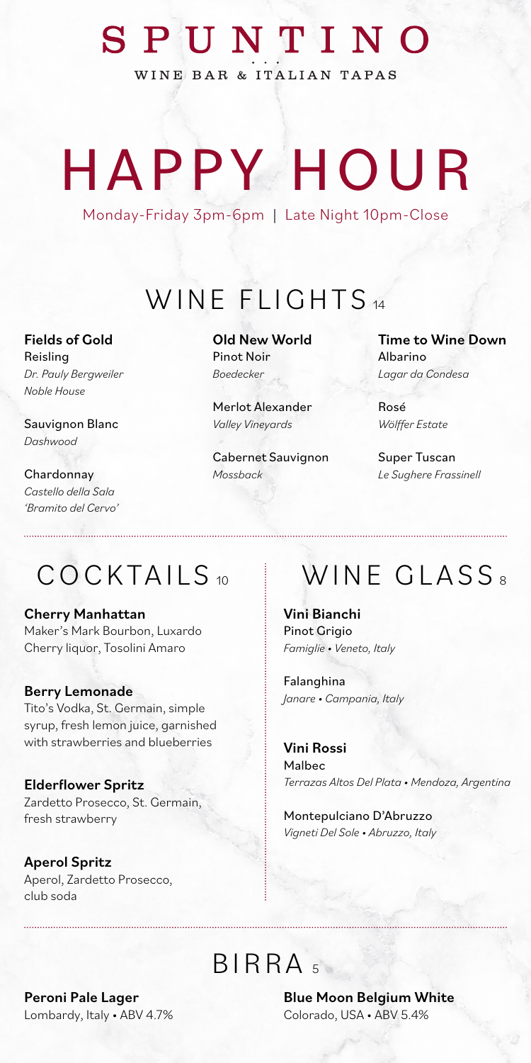# SPUNTINO

WINE BAR & ITALIAN TAPAS

# HAPPY HOUR

Monday-Friday 3pm-6pm | Late Night 10pm-Close

## WINE FLIGHTS 14

**Fields of Gold**

Reisling
*Dr. Pauly Bergweiler Noble House*

Sauvignon Blanc
*Dashwood*

Chardonnay
*Castello della Sala 'Bramito del Cervo'*

**Old New World**

Pinot Noir
*Boedecker*

Merlot Alexander
*Valley Vineyards*

Cabernet Sauvignon
*Mossback*

**Time to Wine Down**

Albarino
*Lagar da Condesa*

Rosé
*Wölffer Estate*

Super Tuscan
*Le Sughere Frassinell*

## COCKTAILS 10

**Cherry Manhattan**
Maker's Mark Bourbon, Luxardo Cherry liquor, Tosolini Amaro

**Berry Lemonade**
Tito's Vodka, St. Germain, simple syrup, fresh lemon juice, garnished with strawberries and blueberries

**Elderflower Spritz**
Zardetto Prosecco, St. Germain, fresh strawberry

**Aperol Spritz**
Aperol, Zardetto Prosecco, club soda

## WINE GLASS 8

**Vini Bianchi**

Pinot Grigio
*Famiglie • Veneto, Italy*

Falanghina
*Janare • Campania, Italy*

**Vini Rossi**

Malbec
*Terrazas Altos Del Plata • Mendoza, Argentina*

Montepulciano D'Abruzzo
*Vigneti Del Sole • Abruzzo, Italy*

## BIRRA 5

**Peroni Pale Lager**
Lombardy, Italy • ABV 4.7%

**Blue Moon Belgium White**
Colorado, USA • ABV 5.4%